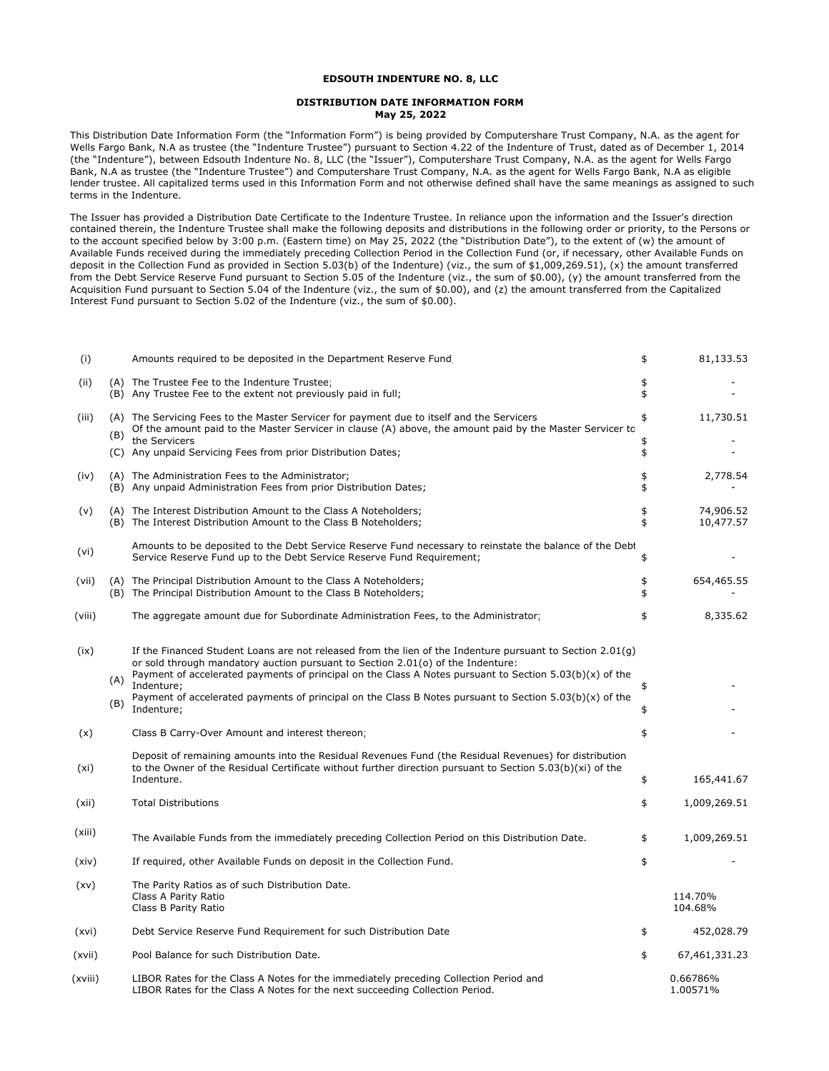**EDSOUTH INDENTURE NO. 8, LLC**

**DISTRIBUTION DATE INFORMATION FORM**
**May 25, 2022**

This Distribution Date Information Form (the "Information Form") is being provided by Computershare Trust Company, N.A. as the agent for Wells Fargo Bank, N.A as trustee (the "Indenture Trustee") pursuant to Section 4.22 of the Indenture of Trust, dated as of December 1, 2014 (the "Indenture"), between Edsouth Indenture No. 8, LLC (the "Issuer"), Computershare Trust Company, N.A. as the agent for Wells Fargo Bank, N.A as trustee (the "Indenture Trustee") and Computershare Trust Company, N.A. as the agent for Wells Fargo Bank, N.A as eligible lender trustee. All capitalized terms used in this Information Form and not otherwise defined shall have the same meanings as assigned to such terms in the Indenture.

The Issuer has provided a Distribution Date Certificate to the Indenture Trustee. In reliance upon the information and the Issuer's direction contained therein, the Indenture Trustee shall make the following deposits and distributions in the following order or priority, to the Persons or to the account specified below by 3:00 p.m. (Eastern time) on May 25, 2022 (the "Distribution Date"), to the extent of (w) the amount of Available Funds received during the immediately preceding Collection Period in the Collection Fund (or, if necessary, other Available Funds on deposit in the Collection Fund as provided in Section 5.03(b) of the Indenture) (viz., the sum of $1,009,269.51), (x) the amount transferred from the Debt Service Reserve Fund pursuant to Section 5.05 of the Indenture (viz., the sum of $0.00), (y) the amount transferred from the Acquisition Fund pursuant to Section 5.04 of the Indenture (viz., the sum of $0.00), and (z) the amount transferred from the Capitalized Interest Fund pursuant to Section 5.02 of the Indenture (viz., the sum of $0.00).

| | | | | |
|---|---|---|---|---|
| (i) | | Amounts required to be deposited in the Department Reserve Fund | $ | 81,133.53 |
| (ii) | (A) | The Trustee Fee to the Indenture Trustee; | $ | - |
| | (B) | Any Trustee Fee to the extent not previously paid in full; | $ | - |
| (iii) | (A) | The Servicing Fees to the Master Servicer for payment due to itself and the Servicers | $ | 11,730.51 |
| | (B) | Of the amount paid to the Master Servicer in clause (A) above, the amount paid by the Master Servicer to the Servicers | $ | - |
| | (C) | Any unpaid Servicing Fees from prior Distribution Dates; | $ | - |
| (iv) | (A) | The Administration Fees to the Administrator; | $ | 2,778.54 |
| | (B) | Any unpaid Administration Fees from prior Distribution Dates; | $ | - |
| (v) | (A) | The Interest Distribution Amount to the Class A Noteholders; | $ | 74,906.52 |
| | (B) | The Interest Distribution Amount to the Class B Noteholders; | $ | 10,477.57 |
| (vi) | | Amounts to be deposited to the Debt Service Reserve Fund necessary to reinstate the balance of the Debt Service Reserve Fund up to the Debt Service Reserve Fund Requirement; | $ | - |
| (vii) | (A) | The Principal Distribution Amount to the Class A Noteholders; | $ | 654,465.55 |
| | (B) | The Principal Distribution Amount to the Class B Noteholders; | $ | - |
| (viii) | | The aggregate amount due for Subordinate Administration Fees, to the Administrator; | $ | 8,335.62 |
| (ix) | | If the Financed Student Loans are not released from the lien of the Indenture pursuant to Section 2.01(g) or sold through mandatory auction pursuant to Section 2.01(o) of the Indenture: | | |
| | (A) | Payment of accelerated payments of principal on the Class A Notes pursuant to Section 5.03(b)(x) of the Indenture; | $ | - |
| | (B) | Payment of accelerated payments of principal on the Class B Notes pursuant to Section 5.03(b)(x) of the Indenture; | $ | - |
| (x) | | Class B Carry-Over Amount and interest thereon; | $ | - |
| (xi) | | Deposit of remaining amounts into the Residual Revenues Fund (the Residual Revenues) for distribution to the Owner of the Residual Certificate without further direction pursuant to Section 5.03(b)(xi) of the Indenture. | $ | 165,441.67 |
| (xii) | | Total Distributions | $ | 1,009,269.51 |
| (xiii) | | The Available Funds from the immediately preceding Collection Period on this Distribution Date. | $ | 1,009,269.51 |
| (xiv) | | If required, other Available Funds on deposit in the Collection Fund. | $ | - |
| (xv) | | The Parity Ratios as of such Distribution Date. | | |
| | | Class A Parity Ratio | | 114.70% |
| | | Class B Parity Ratio | | 104.68% |
| (xvi) | | Debt Service Reserve Fund Requirement for such Distribution Date | $ | 452,028.79 |
| (xvii) | | Pool Balance for such Distribution Date. | $ | 67,461,331.23 |
| (xviii) | | LIBOR Rates for the Class A Notes for the immediately preceding Collection Period and | | 0.66786% |
| | | LIBOR Rates for the Class A Notes for the next succeeding Collection Period. | | 1.00571% |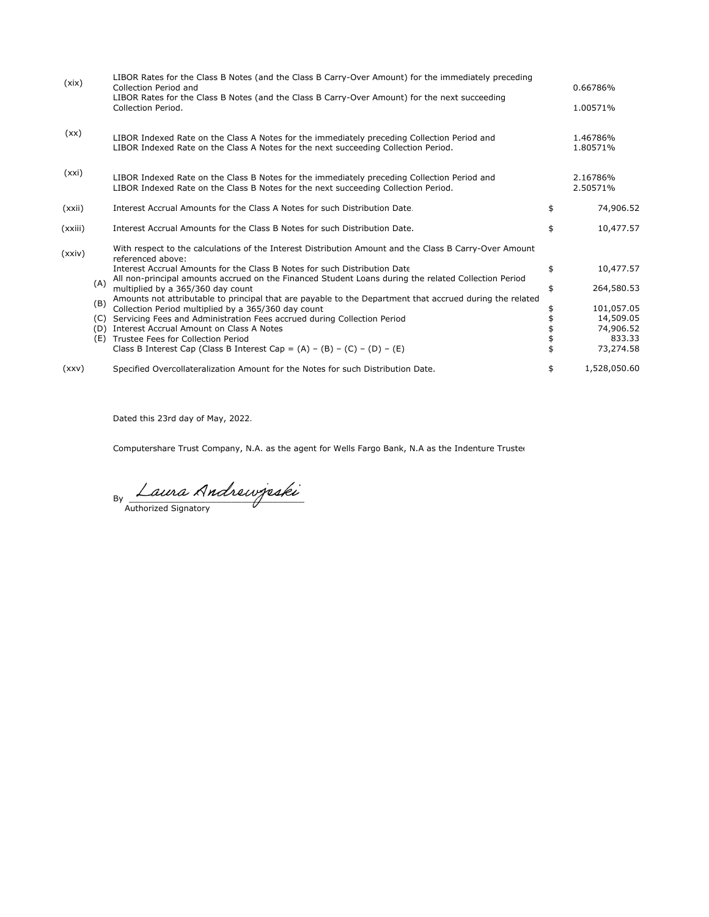| | | | | |
|---|---|---|---|---|
| (xix) | | LIBOR Rates for the Class B Notes (and the Class B Carry-Over Amount) for the immediately preceding Collection Period and | | 0.66786% |
| | | LIBOR Rates for the Class B Notes (and the Class B Carry-Over Amount) for the next succeeding Collection Period. | | 1.00571% |
| (xx) | | LIBOR Indexed Rate on the Class A Notes for the immediately preceding Collection Period and | | 1.46786% |
| | | LIBOR Indexed Rate on the Class A Notes for the next succeeding Collection Period. | | 1.80571% |
| (xxi) | | LIBOR Indexed Rate on the Class B Notes for the immediately preceding Collection Period and | | 2.16786% |
| | | LIBOR Indexed Rate on the Class B Notes for the next succeeding Collection Period. | | 2.50571% |
| (xxii) | | Interest Accrual Amounts for the Class A Notes for such Distribution Date. | $ | 74,906.52 |
| (xxiii) | | Interest Accrual Amounts for the Class B Notes for such Distribution Date. | $ | 10,477.57 |
| (xxiv) | | With respect to the calculations of the Interest Distribution Amount and the Class B Carry-Over Amount referenced above: | | |
| | | Interest Accrual Amounts for the Class B Notes for such Distribution Date | $ | 10,477.57 |
| | (A) | All non-principal amounts accrued on the Financed Student Loans during the related Collection Period multiplied by a 365/360 day count | $ | 264,580.53 |
| | (B) | Amounts not attributable to principal that are payable to the Department that accrued during the related Collection Period multiplied by a 365/360 day count | $ | 101,057.05 |
| | (C) | Servicing Fees and Administration Fees accrued during Collection Period | $ | 14,509.05 |
| | (D) | Interest Accrual Amount on Class A Notes | $ | 74,906.52 |
| | (E) | Trustee Fees for Collection Period | $ | 833.33 |
| | | Class B Interest Cap (Class B Interest Cap = (A) – (B) – (C) – (D) – (E) | $ | 73,274.58 |
| (xxv) | | Specified Overcollateralization Amount for the Notes for such Distribution Date. | $ | 1,528,050.60 |

Dated this 23rd day of May, 2022.

Computershare Trust Company, N.A. as the agent for Wells Fargo Bank, N.A as the Indenture Trustee

By Laura Andrewjeski
Authorized Signatory